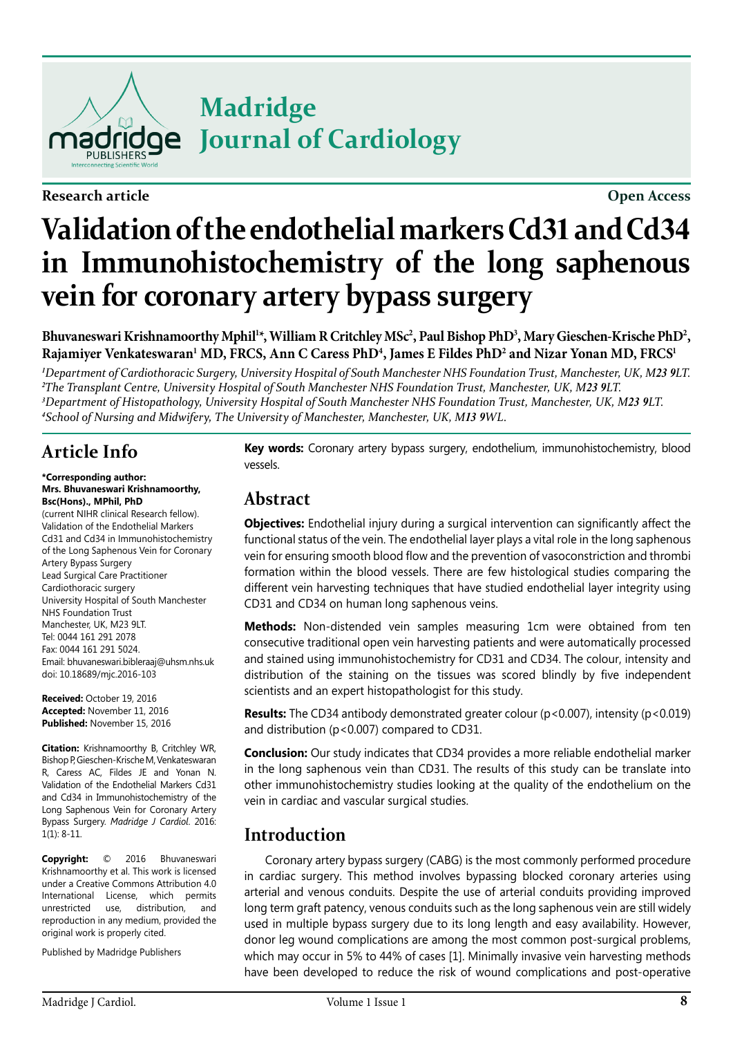Research article

Open Access

# Validation of the endothelial markers Cd31 and Cd34 in Immunohistochemistry of the long saphenous vein for coronary artery bypass surgery

**Bhuvaneswari Krishnamoorthy Mphil[1*], William R Critchley MSc[2], Paul Bishop PhD[3], Mary Gieschen-Krische PhD[2], Rajamiyer Venkateswaran[1] MD, FRCS, Ann C Caress PhD[4], James E Fildes PhD[2] and Nizar Yonan MD, FRCS[1]**

[1]*Department of Cardiothoracic Surgery, University Hospital of South Manchester NHS Foundation Trust, Manchester, UK, M23 9LT.*
[2]*The Transplant Centre, University Hospital of South Manchester NHS Foundation Trust, Manchester, UK, M23 9LT.*
[3]*Department of Histopathology, University Hospital of South Manchester NHS Foundation Trust, Manchester, UK, M23 9LT.*
[4]*School of Nursing and Midwifery, The University of Manchester, Manchester, UK, M13 9WL.*

## Article Info

**\*Corresponding author:**
**Mrs. Bhuvaneswari Krishnamoorthy, Bsc(Hons)., MPhil, PhD**
(current NIHR clinical Research fellow).
Validation of the Endothelial Markers Cd31 and Cd34 in Immunohistochemistry of the Long Saphenous Vein for Coronary Artery Bypass Surgery
Lead Surgical Care Practitioner
Cardiothoracic surgery
University Hospital of South Manchester NHS Foundation Trust
Manchester, UK, M23 9LT.
Tel: 0044 161 291 2078
Fax: 0044 161 291 5024.
Email: bhuvaneswari.bibleraaj@uhsm.nhs.uk
doi: 10.18689/mjc.2016-103

**Received:** October 19, 2016
**Accepted:** November 11, 2016
**Published:** November 15, 2016

**Citation:** Krishnamoorthy B, Critchley WR, Bishop P, Gieschen-Krische M, Venkateswaran R, Caress AC, Fildes JE and Yonan N. Validation of the Endothelial Markers Cd31 and Cd34 in Immunohistochemistry of the Long Saphenous Vein for Coronary Artery Bypass Surgery. *Madridge J Cardiol.* 2016: 1(1): 8-11.

**Copyright:** © 2016 Bhuvaneswari Krishnamoorthy et al. This work is licensed under a Creative Commons Attribution 4.0 International License, which permits unrestricted use, distribution, and reproduction in any medium, provided the original work is properly cited.

Published by Madridge Publishers

**Key words:** Coronary artery bypass surgery, endothelium, immunohistochemistry, blood vessels.

## Abstract

**Objectives:** Endothelial injury during a surgical intervention can significantly affect the functional status of the vein. The endothelial layer plays a vital role in the long saphenous vein for ensuring smooth blood flow and the prevention of vasoconstriction and thrombi formation within the blood vessels. There are few histological studies comparing the different vein harvesting techniques that have studied endothelial layer integrity using CD31 and CD34 on human long saphenous veins.

**Methods:** Non-distended vein samples measuring 1cm were obtained from ten consecutive traditional open vein harvesting patients and were automatically processed and stained using immunohistochemistry for CD31 and CD34. The colour, intensity and distribution of the staining on the tissues was scored blindly by five independent scientists and an expert histopathologist for this study.

**Results:** The CD34 antibody demonstrated greater colour ($p<0.007$), intensity ($p<0.019$) and distribution ($p<0.007$) compared to CD31.

**Conclusion:** Our study indicates that CD34 provides a more reliable endothelial marker in the long saphenous vein than CD31. The results of this study can be translate into other immunohistochemistry studies looking at the quality of the endothelium on the vein in cardiac and vascular surgical studies.

## Introduction

Coronary artery bypass surgery (CABG) is the most commonly performed procedure in cardiac surgery. This method involves bypassing blocked coronary arteries using arterial and venous conduits. Despite the use of arterial conduits providing improved long term graft patency, venous conduits such as the long saphenous vein are still widely used in multiple bypass surgery due to its long length and easy availability. However, donor leg wound complications are among the most common post-surgical problems, which may occur in 5% to 44% of cases [1]. Minimally invasive vein harvesting methods have been developed to reduce the risk of wound complications and post-operative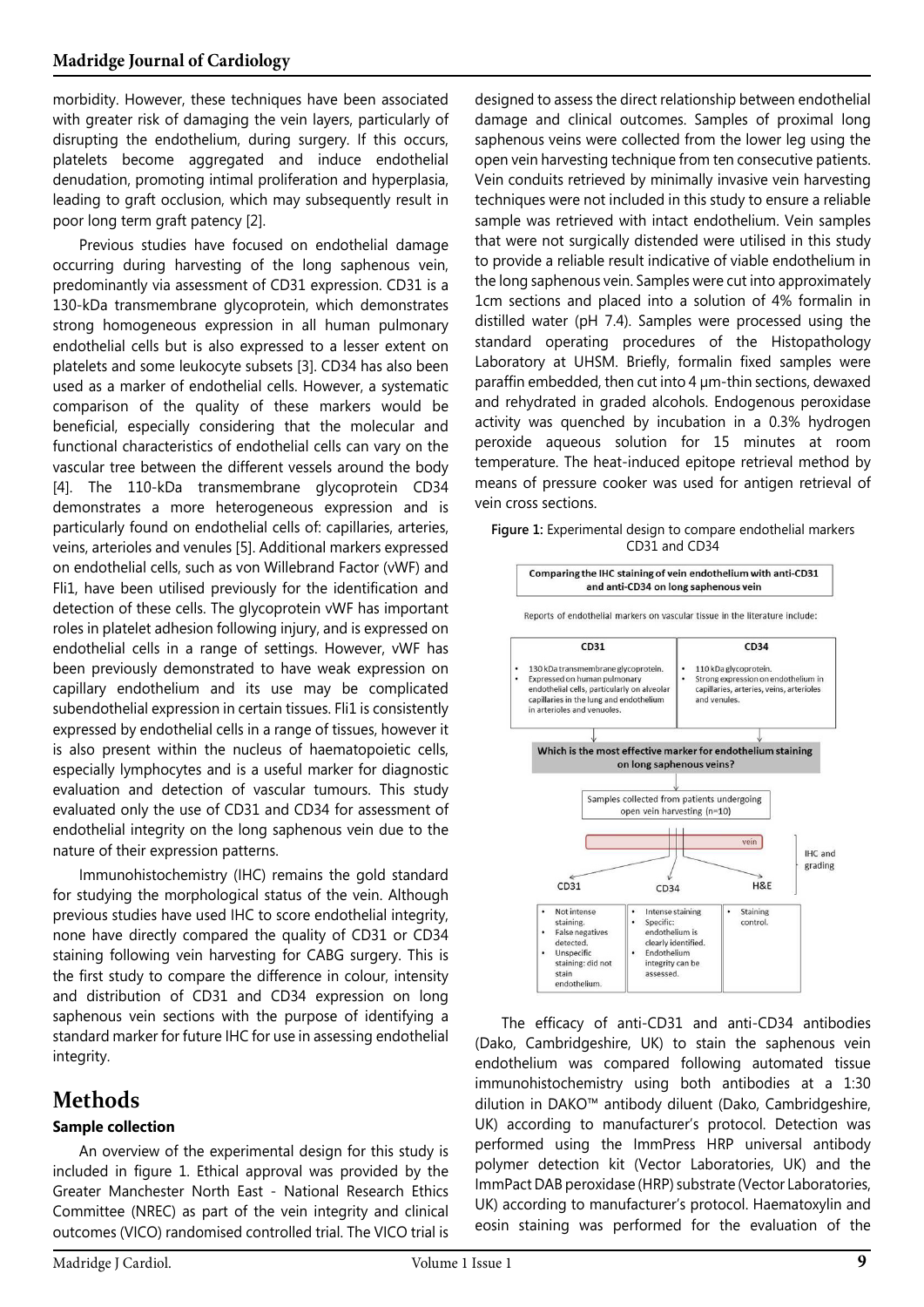morbidity. However, these techniques have been associated with greater risk of damaging the vein layers, particularly of disrupting the endothelium, during surgery. If this occurs, platelets become aggregated and induce endothelial denudation, promoting intimal proliferation and hyperplasia, leading to graft occlusion, which may subsequently result in poor long term graft patency [2].

Previous studies have focused on endothelial damage occurring during harvesting of the long saphenous vein, predominantly via assessment of CD31 expression. CD31 is a 130-kDa transmembrane glycoprotein, which demonstrates strong homogeneous expression in all human pulmonary endothelial cells but is also expressed to a lesser extent on platelets and some leukocyte subsets [3]. CD34 has also been used as a marker of endothelial cells. However, a systematic comparison of the quality of these markers would be beneficial, especially considering that the molecular and functional characteristics of endothelial cells can vary on the vascular tree between the different vessels around the body [4]. The 110-kDa transmembrane glycoprotein CD34 demonstrates a more heterogeneous expression and is particularly found on endothelial cells of: capillaries, arteries, veins, arterioles and venules [5]. Additional markers expressed on endothelial cells, such as von Willebrand Factor (vWF) and Fli1, have been utilised previously for the identification and detection of these cells. The glycoprotein vWF has important roles in platelet adhesion following injury, and is expressed on endothelial cells in a range of settings. However, vWF has been previously demonstrated to have weak expression on capillary endothelium and its use may be complicated subendothelial expression in certain tissues. Fli1 is consistently expressed by endothelial cells in a range of tissues, however it is also present within the nucleus of haematopoietic cells, especially lymphocytes and is a useful marker for diagnostic evaluation and detection of vascular tumours. This study evaluated only the use of CD31 and CD34 for assessment of endothelial integrity on the long saphenous vein due to the nature of their expression patterns.

Immunohistochemistry (IHC) remains the gold standard for studying the morphological status of the vein. Although previous studies have used IHC to score endothelial integrity, none have directly compared the quality of CD31 or CD34 staining following vein harvesting for CABG surgery. This is the first study to compare the difference in colour, intensity and distribution of CD31 and CD34 expression on long saphenous vein sections with the purpose of identifying a standard marker for future IHC for use in assessing endothelial integrity.

# Methods

### Sample collection

An overview of the experimental design for this study is included in figure 1. Ethical approval was provided by the Greater Manchester North East - National Research Ethics Committee (NREC) as part of the vein integrity and clinical outcomes (VICO) randomised controlled trial. The VICO trial is designed to assess the direct relationship between endothelial damage and clinical outcomes. Samples of proximal long saphenous veins were collected from the lower leg using the open vein harvesting technique from ten consecutive patients. Vein conduits retrieved by minimally invasive vein harvesting techniques were not included in this study to ensure a reliable sample was retrieved with intact endothelium. Vein samples that were not surgically distended were utilised in this study to provide a reliable result indicative of viable endothelium in the long saphenous vein. Samples were cut into approximately 1cm sections and placed into a solution of 4% formalin in distilled water (pH 7.4). Samples were processed using the standard operating procedures of the Histopathology Laboratory at UHSM. Briefly, formalin fixed samples were paraffin embedded, then cut into 4 µm-thin sections, dewaxed and rehydrated in graded alcohols. Endogenous peroxidase activity was quenched by incubation in a 0.3% hydrogen peroxide aqueous solution for 15 minutes at room temperature. The heat-induced epitope retrieval method by means of pressure cooker was used for antigen retrieval of vein cross sections.

**Figure 1:** Experimental design to compare endothelial markers CD31 and CD34

Comparing the IHC staining of vein endothelium with anti-CD31 and anti-CD34 on long saphenous vein

Reports of endothelial markers on vascular tissue in the literature include:

| CD31 | CD34 |
|---|---|
| • 130 kDa transmembrane glycoprotein.<br>• Expressed on human pulmonary endothelial cells, particularly on alveolar capillaries in the lung and endothelium in arterioles and venuoles. | • 110 kDa glycoprotein.<br>• Strong expression on endothelium in capillaries, arteries, veins, arterioles and venules. |

Which is the most effective marker for endothelium staining on long saphenous veins?

Samples collected from patients undergoing open vein harvesting (n=10)

vein

IHC and grading

| CD31 | CD34 | H&E |
|---|---|---|
| • Not intense staining.<br>• False negatives detected.<br>• Unspecific staining: did not stain endothelium. | • Intense staining<br>• Specific: endothelium is clearly identified.<br>• Endothelium integrity can be assessed. | • Staining control. |

The efficacy of anti-CD31 and anti-CD34 antibodies (Dako, Cambridgeshire, UK) to stain the saphenous vein endothelium was compared following automated tissue immunohistochemistry using both antibodies at a 1:30 dilution in DAKO™ antibody diluent (Dako, Cambridgeshire, UK) according to manufacturer's protocol. Detection was performed using the ImmPress HRP universal antibody polymer detection kit (Vector Laboratories, UK) and the ImmPact DAB peroxidase (HRP) substrate (Vector Laboratories, UK) according to manufacturer's protocol. Haematoxylin and eosin staining was performed for the evaluation of the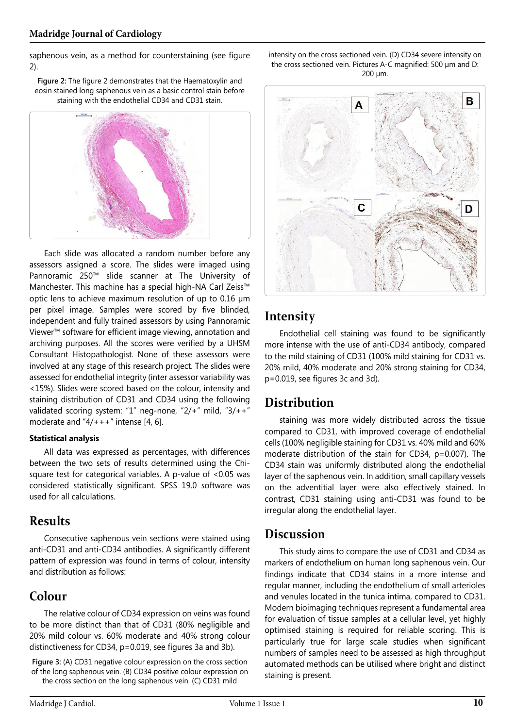saphenous vein, as a method for counterstaining (see figure 2).

**Figure 2:** The figure 2 demonstrates that the Haematoxylin and eosin stained long saphenous vein as a basic control stain before staining with the endothelial CD34 and CD31 stain.

Each slide was allocated a random number before any assessors assigned a score. The slides were imaged using Pannoramic 250™ slide scanner at The University of Manchester. This machine has a special high-NA Carl Zeiss™ optic lens to achieve maximum resolution of up to 0.16 μm per pixel image. Samples were scored by five blinded, independent and fully trained assessors by using Pannoramic Viewer™ software for efficient image viewing, annotation and archiving purposes. All the scores were verified by a UHSM Consultant Histopathologist. None of these assessors were involved at any stage of this research project. The slides were assessed for endothelial integrity (inter assessor variability was <15%). Slides were scored based on the colour, intensity and staining distribution of CD31 and CD34 using the following validated scoring system: "1" neg-none, "2/+" mild, "3/++" moderate and "4/+++" intense [4, 6].

#### Statistical analysis

All data was expressed as percentages, with differences between the two sets of results determined using the Chi-square test for categorical variables. A p-value of <0.05 was considered statistically significant. SPSS 19.0 software was used for all calculations.

## Results

Consecutive saphenous vein sections were stained using anti-CD31 and anti-CD34 antibodies. A significantly different pattern of expression was found in terms of colour, intensity and distribution as follows:

## Colour

The relative colour of CD34 expression on veins was found to be more distinct than that of CD31 (80% negligible and 20% mild colour vs. 60% moderate and 40% strong colour distinctiveness for CD34, p=0.019, see figures 3a and 3b).

**Figure 3:** (A) CD31 negative colour expression on the cross section of the long saphenous vein. (B) CD34 positive colour expression on the cross section on the long saphenous vein. (C) CD31 mild intensity on the cross sectioned vein. (D) CD34 severe intensity on the cross sectioned vein. Pictures A-C magnified: 500 μm and D: 200 μm.

## Intensity

Endothelial cell staining was found to be significantly more intense with the use of anti-CD34 antibody, compared to the mild staining of CD31 (100% mild staining for CD31 vs. 20% mild, 40% moderate and 20% strong staining for CD34, p=0.019, see figures 3c and 3d).

## Distribution

staining was more widely distributed across the tissue compared to CD31, with improved coverage of endothelial cells (100% negligible staining for CD31 vs. 40% mild and 60% moderate distribution of the stain for CD34, p=0.007). The CD34 stain was uniformly distributed along the endothelial layer of the saphenous vein. In addition, small capillary vessels on the adventitial layer were also effectively stained. In contrast, CD31 staining using anti-CD31 was found to be irregular along the endothelial layer.

## Discussion

This study aims to compare the use of CD31 and CD34 as markers of endothelium on human long saphenous vein. Our findings indicate that CD34 stains in a more intense and regular manner, including the endothelium of small arterioles and venules located in the tunica intima, compared to CD31. Modern bioimaging techniques represent a fundamental area for evaluation of tissue samples at a cellular level, yet highly optimised staining is required for reliable scoring. This is particularly true for large scale studies when significant numbers of samples need to be assessed as high throughput automated methods can be utilised where bright and distinct staining is present.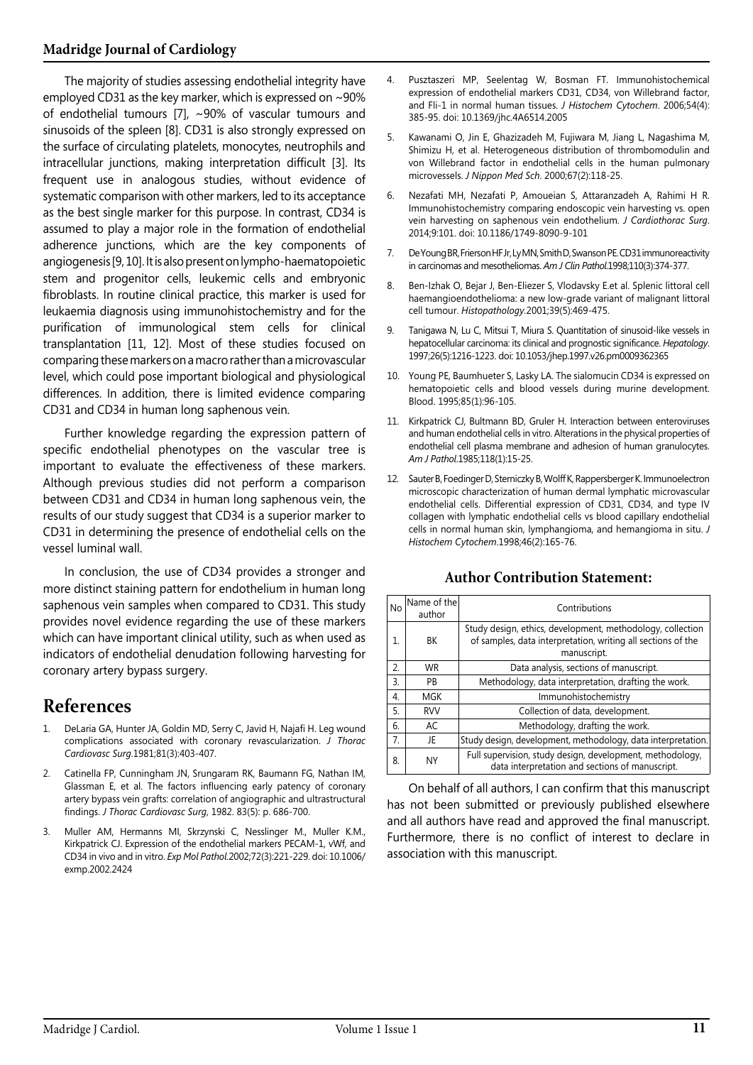The majority of studies assessing endothelial integrity have employed CD31 as the key marker, which is expressed on ~90% of endothelial tumours [7], ~90% of vascular tumours and sinusoids of the spleen [8]. CD31 is also strongly expressed on the surface of circulating platelets, monocytes, neutrophils and intracellular junctions, making interpretation difficult [3]. Its frequent use in analogous studies, without evidence of systematic comparison with other markers, led to its acceptance as the best single marker for this purpose. In contrast, CD34 is assumed to play a major role in the formation of endothelial adherence junctions, which are the key components of angiogenesis [9, 10]. It is also present on lympho-haematopoietic stem and progenitor cells, leukemic cells and embryonic fibroblasts. In routine clinical practice, this marker is used for leukaemia diagnosis using immunohistochemistry and for the purification of immunological stem cells for clinical transplantation [11, 12]. Most of these studies focused on comparing these markers on a macro rather than a microvascular level, which could pose important biological and physiological differences. In addition, there is limited evidence comparing CD31 and CD34 in human long saphenous vein.

Further knowledge regarding the expression pattern of specific endothelial phenotypes on the vascular tree is important to evaluate the effectiveness of these markers. Although previous studies did not perform a comparison between CD31 and CD34 in human long saphenous vein, the results of our study suggest that CD34 is a superior marker to CD31 in determining the presence of endothelial cells on the vessel luminal wall.

In conclusion, the use of CD34 provides a stronger and more distinct staining pattern for endothelium in human long saphenous vein samples when compared to CD31. This study provides novel evidence regarding the use of these markers which can have important clinical utility, such as when used as indicators of endothelial denudation following harvesting for coronary artery bypass surgery.

# References

1. DeLaria GA, Hunter JA, Goldin MD, Serry C, Javid H, Najafi H. Leg wound complications associated with coronary revascularization. *J Thorac Cardiovasc Surg*.1981;81(3):403-407.
2. Catinella FP, Cunningham JN, Srungaram RK, Baumann FG, Nathan IM, Glassman E, et al. The factors influencing early patency of coronary artery bypass vein grafts: correlation of angiographic and ultrastructural findings. *J Thorac Cardiovasc Surg*, 1982. 83(5): p. 686-700.
3. Muller AM, Hermanns MI, Skrzynski C, Nesslinger M., Muller K.M., Kirkpatrick CJ. Expression of the endothelial markers PECAM-1, vWf, and CD34 in vivo and in vitro. *Exp Mol Pathol*.2002;72(3):221-229. doi: 10.1006/exmp.2002.2424
4. Pusztaszeri MP, Seelentag W, Bosman FT. Immunohistochemical expression of endothelial markers CD31, CD34, von Willebrand factor, and Fli-1 in normal human tissues. *J Histochem Cytochem*. 2006;54(4): 385-95. doi: 10.1369/jhc.4A6514.2005
5. Kawanami O, Jin E, Ghazizadeh M, Fujiwara M, Jiang L, Nagashima M, Shimizu H, et al. Heterogeneous distribution of thrombomodulin and von Willebrand factor in endothelial cells in the human pulmonary microvessels. *J Nippon Med Sch*. 2000;67(2):118-25.
6. Nezafati MH, Nezafati P, Amoueian S, Attaranzadeh A, Rahimi H R. Immunohistochemistry comparing endoscopic vein harvesting vs. open vein harvesting on saphenous vein endothelium. *J Cardiothorac Surg*. 2014;9:101. doi: 10.1186/1749-8090-9-101
7. De Young BR, Frierson HF Jr, Ly MN, Smith D, Swanson PE. CD31 immunoreactivity in carcinomas and mesotheliomas. *Am J Clin Pathol*.1998;110(3):374-377.
8. Ben-Izhak O, Bejar J, Ben-Eliezer S, Vlodavsky E.et al. Splenic littoral cell haemangioendothelioma: a new low-grade variant of malignant littoral cell tumour. *Histopathology*.2001;39(5):469-475.
9. Tanigawa N, Lu C, Mitsui T, Miura S. Quantitation of sinusoid-like vessels in hepatocellular carcinoma: its clinical and prognostic significance. *Hepatology*. 1997;26(5):1216-1223. doi: 10.1053/jhep.1997.v26.pm0009362365
10. Young PE, Baumhueter S, Lasky LA. The sialomucin CD34 is expressed on hematopoietic cells and blood vessels during murine development. Blood. 1995;85(1):96-105.
11. Kirkpatrick CJ, Bultmann BD, Gruler H. Interaction between enteroviruses and human endothelial cells in vitro. Alterations in the physical properties of endothelial cell plasma membrane and adhesion of human granulocytes. *Am J Pathol*.1985;118(1):15-25.
12. Sauter B, Foedinger D, Sterniczky B, Wolff K, Rappersberger K. Immunoelectron microscopic characterization of human dermal lymphatic microvascular endothelial cells. Differential expression of CD31, CD34, and type IV collagen with lymphatic endothelial cells vs blood capillary endothelial cells in normal human skin, lymphangioma, and hemangioma in situ. *J Histochem Cytochem*.1998;46(2):165-76.

## Author Contribution Statement:

| No | Name of the author | Contributions |
|---|---|---|
| 1. | BK | Study design, ethics, development, methodology, collection of samples, data interpretation, writing all sections of the manuscript. |
| 2. | WR | Data analysis, sections of manuscript. |
| 3. | PB | Methodology, data interpretation, drafting the work. |
| 4. | MGK | Immunohistochemistry |
| 5. | RVV | Collection of data, development. |
| 6. | AC | Methodology, drafting the work. |
| 7. | JE | Study design, development, methodology, data interpretation. |
| 8. | NY | Full supervision, study design, development, methodology, data interpretation and sections of manuscript. |

On behalf of all authors, I can confirm that this manuscript has not been submitted or previously published elsewhere and all authors have read and approved the final manuscript. Furthermore, there is no conflict of interest to declare in association with this manuscript.